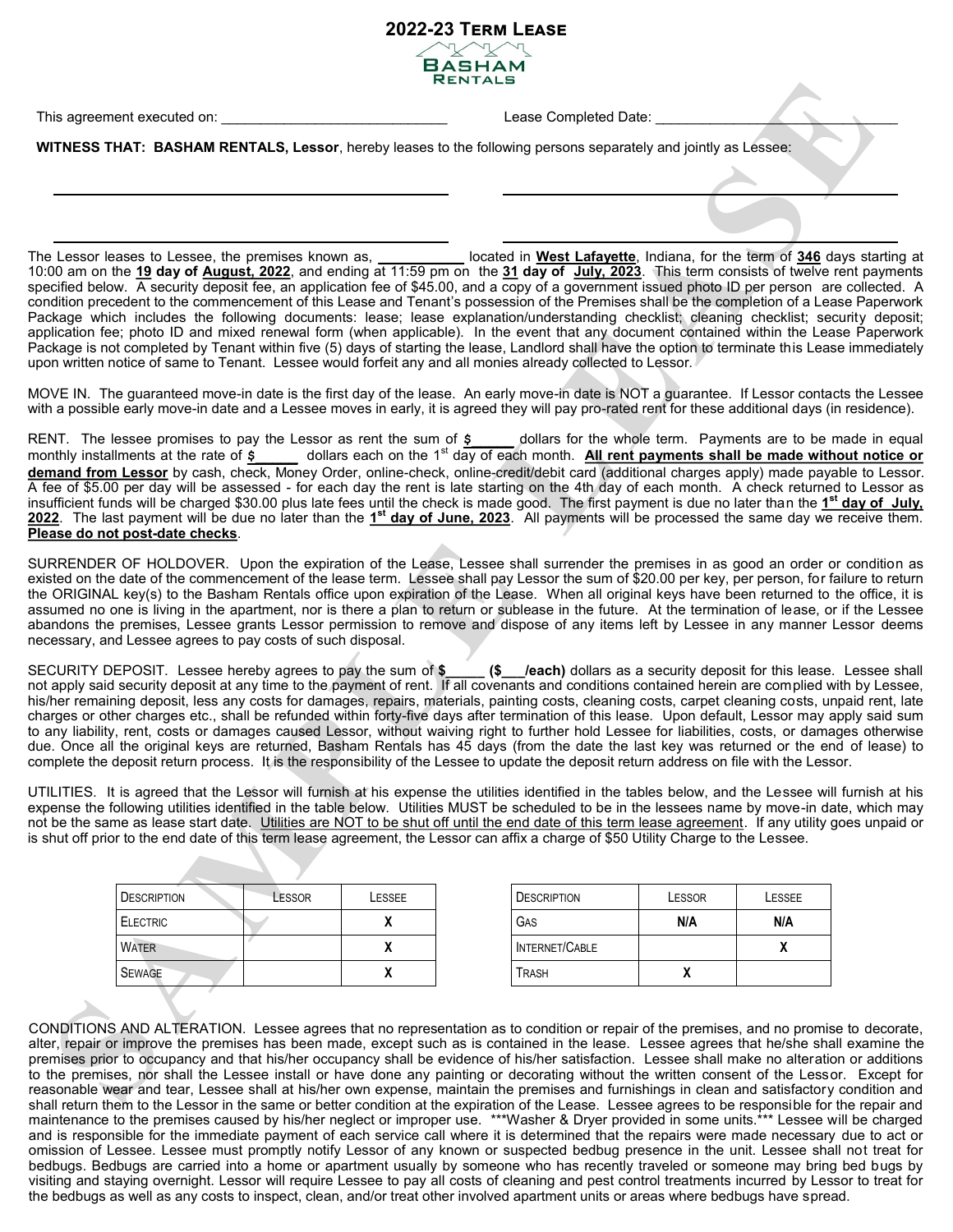# 2022-23 Term Lease

Basham Rentals

This agreement executed on: ______________________________ Lease Completed Date: ________________________________

**WITNESS THAT: BASHAM RENTALS, Lessor**, hereby leases to the following persons separately and jointly as Lessee:

______________________________________ ______________________________________

______________________________________ ______________________________________

The Lessor leases to Lessee, the premises known as, ___________ located in **West Lafayette**, Indiana, for the term of **346** days starting at 10:00 am on the **19 day of August, 2022**, and ending at 11:59 pm on the **31 day of July, 2023**. This term consists of twelve rent payments specified below. A security deposit fee, an application fee of $45.00, and a copy of a government issued photo ID per person are collected. A condition precedent to the commencement of this Lease and Tenant's possession of the Premises shall be the completion of a Lease Paperwork Package which includes the following documents: lease; lease explanation/understanding checklist; cleaning checklist; security deposit; application fee; photo ID and mixed renewal form (when applicable). In the event that any document contained within the Lease Paperwork Package is not completed by Tenant within five (5) days of starting the lease, Landlord shall have the option to terminate this Lease immediately upon written notice of same to Tenant. Lessee would forfeit any and all monies already collected to Lessor.

MOVE IN. The guaranteed move-in date is the first day of the lease. An early move-in date is NOT a guarantee. If Lessor contacts the Lessee with a possible early move-in date and a Lessee moves in early, it is agreed they will pay pro-rated rent for these additional days (in residence).

RENT. The lessee promises to pay the Lessor as rent the sum of **$______** dollars for the whole term. Payments are to be made in equal monthly installments at the rate of **$______** dollars each on the 1st day of each month. **All rent payments shall be made without notice or demand from Lessor** by cash, check, Money Order, online-check, online-credit/debit card (additional charges apply) made payable to Lessor. A fee of $5.00 per day will be assessed - for each day the rent is late starting on the 4th day of each month. A check returned to Lessor as insufficient funds will be charged $30.00 plus late fees until the check is made good. The first payment is due no later than the **1st day of July, 2022**. The last payment will be due no later than the **1st day of June, 2023**. All payments will be processed the same day we receive them. **Please do not post-date checks**.

SURRENDER OF HOLDOVER. Upon the expiration of the Lease, Lessee shall surrender the premises in as good an order or condition as existed on the date of the commencement of the lease term. Lessee shall pay Lessor the sum of $20.00 per key, per person, for failure to return the ORIGINAL key(s) to the Basham Rentals office upon expiration of the Lease. When all original keys have been returned to the office, it is assumed no one is living in the apartment, nor is there a plan to return or sublease in the future. At the termination of lease, or if the Lessee abandons the premises, Lessee grants Lessor permission to remove and dispose of any items left by Lessee in any manner Lessor deems necessary, and Lessee agrees to pay costs of such disposal.

SECURITY DEPOSIT. Lessee hereby agrees to pay the sum of **$_____ ($___/each)** dollars as a security deposit for this lease. Lessee shall not apply said security deposit at any time to the payment of rent. If all covenants and conditions contained herein are complied with by Lessee, his/her remaining deposit, less any costs for damages, repairs, materials, painting costs, cleaning costs, carpet cleaning costs, unpaid rent, late charges or other charges etc., shall be refunded within forty-five days after termination of this lease. Upon default, Lessor may apply said sum to any liability, rent, costs or damages caused Lessor, without waiving right to further hold Lessee for liabilities, costs, or damages otherwise due. Once all the original keys are returned, Basham Rentals has 45 days (from the date the last key was returned or the end of lease) to complete the deposit return process. It is the responsibility of the Lessee to update the deposit return address on file with the Lessor.

UTILITIES. It is agreed that the Lessor will furnish at his expense the utilities identified in the tables below, and the Lessee will furnish at his expense the following utilities identified in the table below. Utilities MUST be scheduled to be in the lessees name by move-in date, which may not be the same as lease start date. <u>Utilities are NOT to be shut off until the end date of this term lease agreement</u>. If any utility goes unpaid or is shut off prior to the end date of this term lease agreement, the Lessor can affix a charge of $50 Utility Charge to the Lessee.

| Description | Lessor | Lessee |
|---|---|---|
| Electric | | X |
| Water | | X |
| Sewage | | X |

| Description | Lessor | Lessee |
|---|---|---|
| Gas | N/A | N/A |
| Internet/Cable | | X |
| Trash | X | |

CONDITIONS AND ALTERATION. Lessee agrees that no representation as to condition or repair of the premises, and no promise to decorate, alter, repair or improve the premises has been made, except such as is contained in the lease. Lessee agrees that he/she shall examine the premises prior to occupancy and that his/her occupancy shall be evidence of his/her satisfaction. Lessee shall make no alteration or additions to the premises, nor shall the Lessee install or have done any painting or decorating without the written consent of the Lessor. Except for reasonable wear and tear, Lessee shall at his/her own expense, maintain the premises and furnishings in clean and satisfactory condition and shall return them to the Lessor in the same or better condition at the expiration of the Lease. Lessee agrees to be responsible for the repair and maintenance to the premises caused by his/her neglect or improper use. \*\*\*Washer & Dryer provided in some units.\*\*\* Lessee will be charged and is responsible for the immediate payment of each service call where it is determined that the repairs were made necessary due to act or omission of Lessee. Lessee must promptly notify Lessor of any known or suspected bedbug presence in the unit. Lessee shall not treat for bedbugs. Bedbugs are carried into a home or apartment usually by someone who has recently traveled or someone may bring bed bugs by visiting and staying overnight. Lessor will require Lessee to pay all costs of cleaning and pest control treatments incurred by Lessor to treat for the bedbugs as well as any costs to inspect, clean, and/or treat other involved apartment units or areas where bedbugs have spread.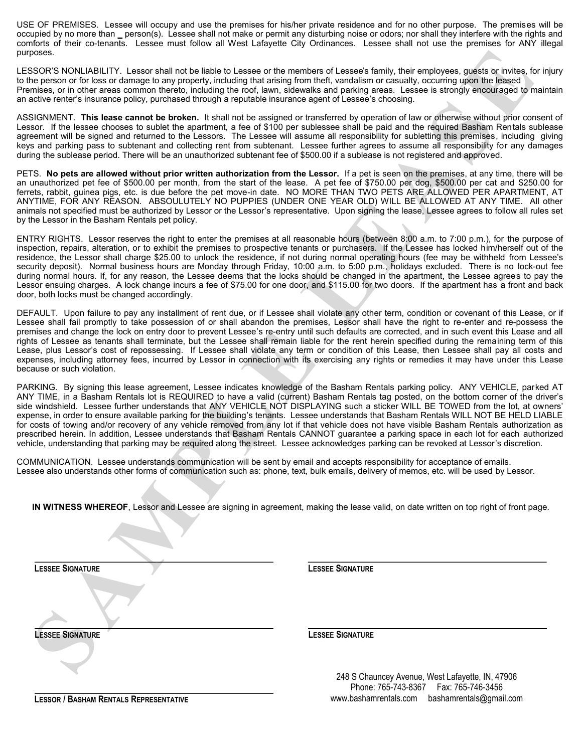USE OF PREMISES. Lessee will occupy and use the premises for his/her private residence and for no other purpose. The premises will be occupied by no more than _ person(s). Lessee shall not make or permit any disturbing noise or odors; nor shall they interfere with the rights and comforts of their co-tenants. Lessee must follow all West Lafayette City Ordinances. Lessee shall not use the premises for ANY illegal purposes.

LESSOR'S NONLIABILITY. Lessor shall not be liable to Lessee or the members of Lessee's family, their employees, guests or invites, for injury to the person or for loss or damage to any property, including that arising from theft, vandalism or casualty, occurring upon the leased Premises, or in other areas common thereto, including the roof, lawn, sidewalks and parking areas. Lessee is strongly encouraged to maintain an active renter's insurance policy, purchased through a reputable insurance agent of Lessee's choosing.

ASSIGNMENT. **This lease cannot be broken.** It shall not be assigned or transferred by operation of law or otherwise without prior consent of Lessor. If the lessee chooses to sublet the apartment, a fee of $100 per sublessee shall be paid and the required Basham Rentals sublease agreement will be signed and returned to the Lessors. The Lessee will assume all responsibility for subletting this premises, including giving keys and parking pass to subtenant and collecting rent from subtenant. Lessee further agrees to assume all responsibility for any damages during the sublease period. There will be an unauthorized subtenant fee of $500.00 if a sublease is not registered and approved.

PETS. **No pets are allowed without prior written authorization from the Lessor.** If a pet is seen on the premises, at any time, there will be an unauthorized pet fee of $500.00 per month, from the start of the lease. A pet fee of $750.00 per dog, $500.00 per cat and $250.00 for ferrets, rabbit, guinea pigs, etc. is due before the pet move-in date. NO MORE THAN TWO PETS ARE ALLOWED PER APARTMENT, AT ANYTIME, FOR ANY REASON. ABSOULUTELY NO PUPPIES (UNDER ONE YEAR OLD) WILL BE ALLOWED AT ANY TIME. All other animals not specified must be authorized by Lessor or the Lessor's representative. Upon signing the lease, Lessee agrees to follow all rules set by the Lessor in the Basham Rentals pet policy.

ENTRY RIGHTS. Lessor reserves the right to enter the premises at all reasonable hours (between 8:00 a.m. to 7:00 p.m.), for the purpose of inspection, repairs, alteration, or to exhibit the premises to prospective tenants or purchasers. If the Lessee has locked him/herself out of the residence, the Lessor shall charge $25.00 to unlock the residence, if not during normal operating hours (fee may be withheld from Lessee's security deposit). Normal business hours are Monday through Friday, 10:00 a.m. to 5:00 p.m., holidays excluded. There is no lock-out fee during normal hours. If, for any reason, the Lessee deems that the locks should be changed in the apartment, the Lessee agrees to pay the Lessor ensuing charges. A lock change incurs a fee of $75.00 for one door, and $115.00 for two doors. If the apartment has a front and back door, both locks must be changed accordingly.

DEFAULT. Upon failure to pay any installment of rent due, or if Lessee shall violate any other term, condition or covenant of this Lease, or if Lessee shall fail promptly to take possession of or shall abandon the premises, Lessor shall have the right to re-enter and re-possess the premises and change the lock on entry door to prevent Lessee's re-entry until such defaults are corrected, and in such event this Lease and all rights of Lessee as tenants shall terminate, but the Lessee shall remain liable for the rent herein specified during the remaining term of this Lease, plus Lessor's cost of repossessing. If Lessee shall violate any term or condition of this Lease, then Lessee shall pay all costs and expenses, including attorney fees, incurred by Lessor in connection with its exercising any rights or remedies it may have under this Lease because or such violation.

PARKING. By signing this lease agreement, Lessee indicates knowledge of the Basham Rentals parking policy. ANY VEHICLE, parked AT ANY TIME, in a Basham Rentals lot is REQUIRED to have a valid (current) Basham Rentals tag posted, on the bottom corner of the driver's side windshield. Lessee further understands that ANY VEHICLE NOT DISPLAYING such a sticker WILL BE TOWED from the lot, at owners' expense, in order to ensure available parking for the building's tenants. Lessee understands that Basham Rentals WILL NOT BE HELD LIABLE for costs of towing and/or recovery of any vehicle removed from any lot if that vehicle does not have visible Basham Rentals authorization as prescribed herein. In addition, Lessee understands that Basham Rentals CANNOT guarantee a parking space in each lot for each authorized vehicle, understanding that parking may be required along the street. Lessee acknowledges parking can be revoked at Lessor's discretion.

COMMUNICATION. Lessee understands communication will be sent by email and accepts responsibility for acceptance of emails.
Lessee also understands other forms of communication such as: phone, text, bulk emails, delivery of memos, etc. will be used by Lessor.

**IN WITNESS WHEREOF**, Lessor and Lessee are signing in agreement, making the lease valid, on date written on top right of front page.

______________________________
**LESSEE SIGNATURE**

______________________________
**LESSEE SIGNATURE**

______________________________
**LESSEE SIGNATURE**

______________________________
**LESSEE SIGNATURE**

______________________________
**LESSOR / BASHAM RENTALS REPRESENTATIVE**

248 S Chauncey Avenue, West Lafayette, IN, 47906
Phone: 765-743-8367 Fax: 765-746-3456
www.bashamrentals.com bashamrentals@gmail.com